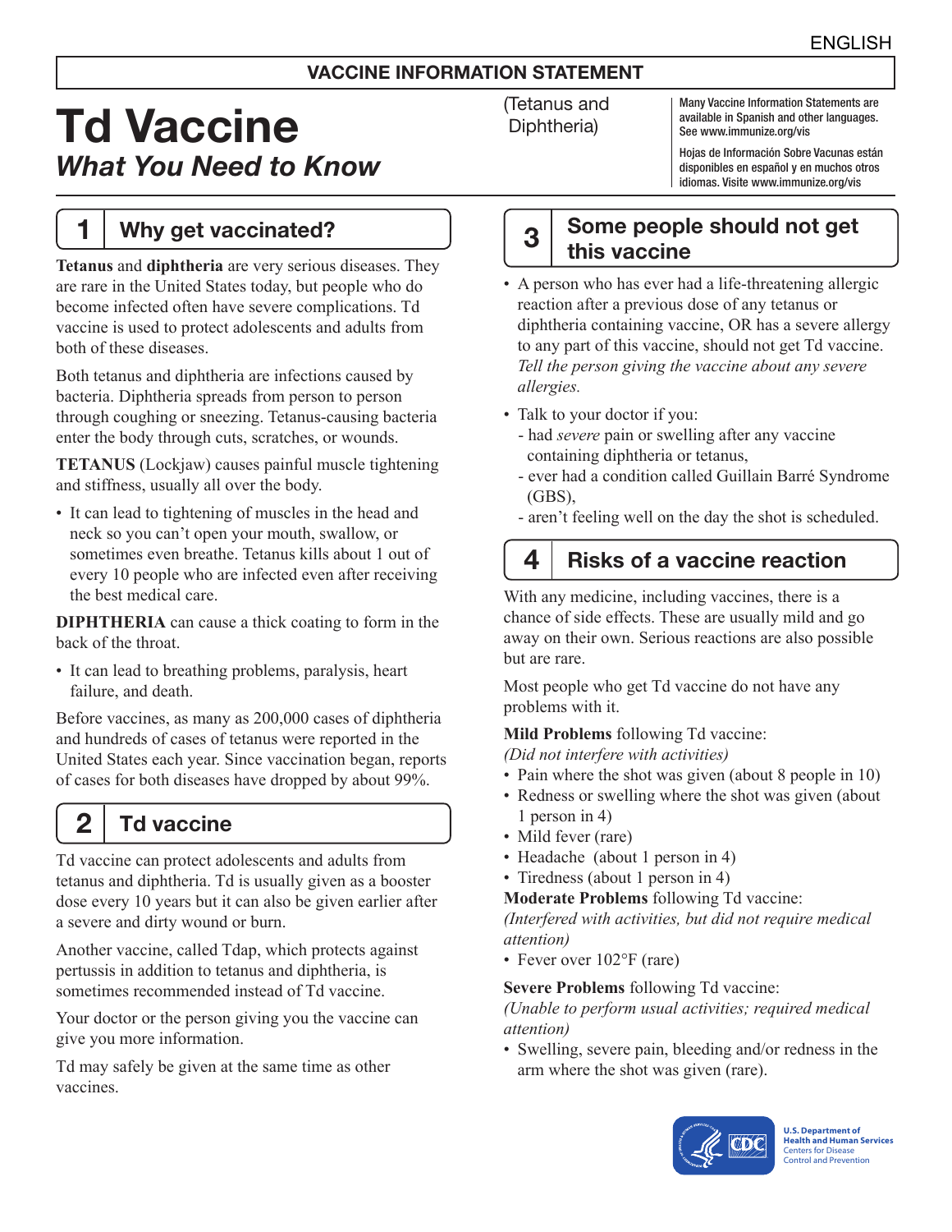ENGLISH

**VACCINE INFORMATION STATEMENT**

# Td Vaccine

## *What You Need to Know*

(Tetanus and Diphtheria)

Many Vaccine Information Statements are available in Spanish and other languages. See www.immunize.org/vis

Hojas de Información Sobre Vacunas están disponibles en español y en muchos otros idiomas. Visite www.immunize.org/vis

## 1 Why get vaccinated?

**Tetanus** and **diphtheria** are very serious diseases. They are rare in the United States today, but people who do become infected often have severe complications. Td vaccine is used to protect adolescents and adults from both of these diseases.

Both tetanus and diphtheria are infections caused by bacteria. Diphtheria spreads from person to person through coughing or sneezing. Tetanus-causing bacteria enter the body through cuts, scratches, or wounds.

**TETANUS** (Lockjaw) causes painful muscle tightening and stiffness, usually all over the body.

- It can lead to tightening of muscles in the head and neck so you can't open your mouth, swallow, or sometimes even breathe. Tetanus kills about 1 out of every 10 people who are infected even after receiving the best medical care.

**DIPHTHERIA** can cause a thick coating to form in the back of the throat.

- It can lead to breathing problems, paralysis, heart failure, and death.

Before vaccines, as many as 200,000 cases of diphtheria and hundreds of cases of tetanus were reported in the United States each year. Since vaccination began, reports of cases for both diseases have dropped by about 99%.

## 2 Td vaccine

Td vaccine can protect adolescents and adults from tetanus and diphtheria. Td is usually given as a booster dose every 10 years but it can also be given earlier after a severe and dirty wound or burn.

Another vaccine, called Tdap, which protects against pertussis in addition to tetanus and diphtheria, is sometimes recommended instead of Td vaccine.

Your doctor or the person giving you the vaccine can give you more information.

Td may safely be given at the same time as other vaccines.

## 3 Some people should not get this vaccine

- A person who has ever had a life-threatening allergic reaction after a previous dose of any tetanus or diphtheria containing vaccine, OR has a severe allergy to any part of this vaccine, should not get Td vaccine. *Tell the person giving the vaccine about any severe allergies.*
- Talk to your doctor if you:
  - had *severe* pain or swelling after any vaccine containing diphtheria or tetanus,
  - ever had a condition called Guillain Barré Syndrome (GBS),
  - aren't feeling well on the day the shot is scheduled.

## 4 Risks of a vaccine reaction

With any medicine, including vaccines, there is a chance of side effects. These are usually mild and go away on their own. Serious reactions are also possible but are rare.

Most people who get Td vaccine do not have any problems with it.

**Mild Problems** following Td vaccine:
*(Did not interfere with activities)*

- Pain where the shot was given (about 8 people in 10)
- Redness or swelling where the shot was given (about 1 person in 4)
- Mild fever (rare)
- Headache (about 1 person in 4)
- Tiredness (about 1 person in 4)

**Moderate Problems** following Td vaccine:
*(Interfered with activities, but did not require medical attention)*

- Fever over 102°F (rare)

**Severe Problems** following Td vaccine:
*(Unable to perform usual activities; required medical attention)*

- Swelling, severe pain, bleeding and/or redness in the arm where the shot was given (rare).

U.S. Department of Health and Human Services
Centers for Disease Control and Prevention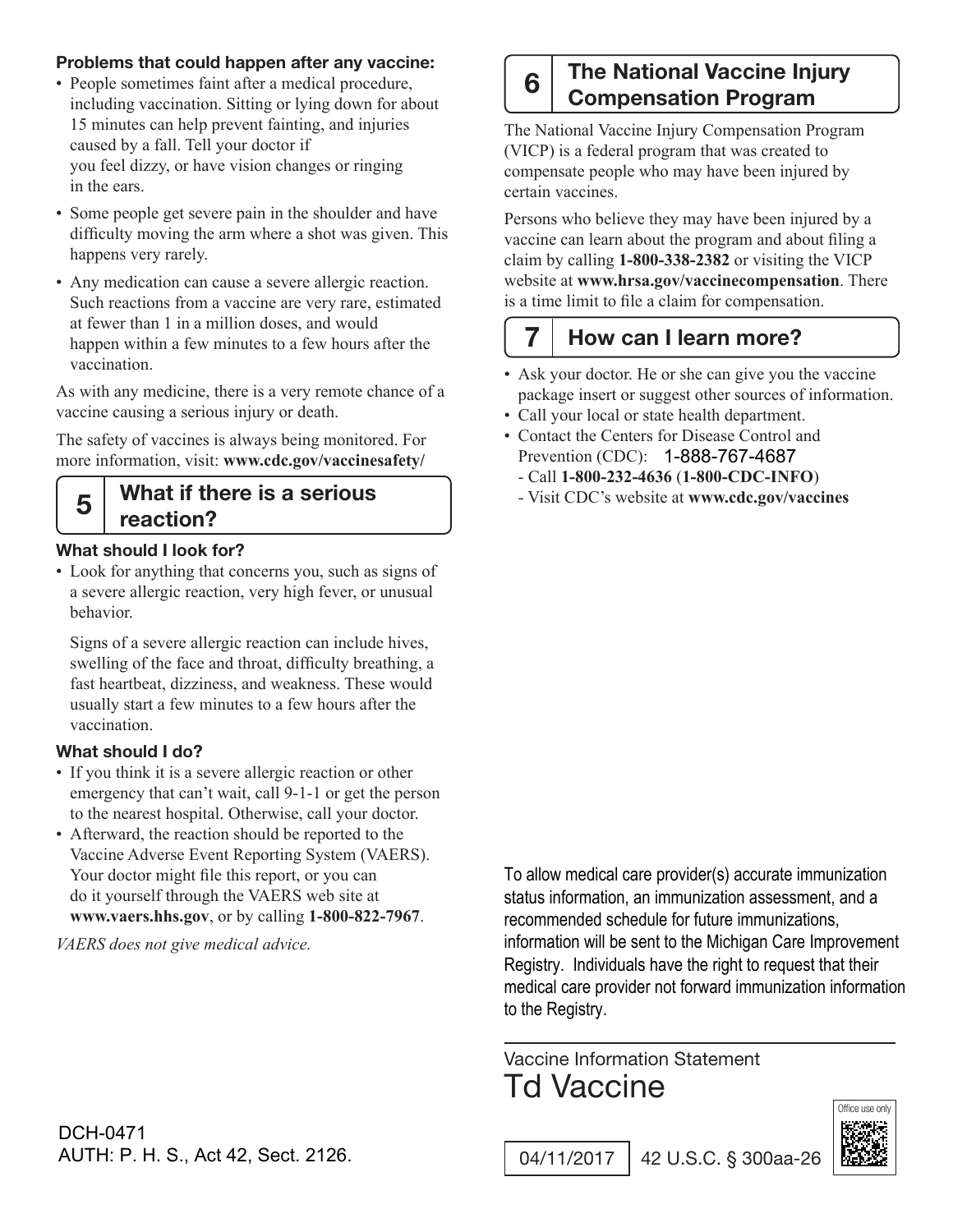**Problems that could happen after any vaccine:**

- People sometimes faint after a medical procedure, including vaccination. Sitting or lying down for about 15 minutes can help prevent fainting, and injuries caused by a fall. Tell your doctor if you feel dizzy, or have vision changes or ringing in the ears.
- Some people get severe pain in the shoulder and have difficulty moving the arm where a shot was given. This happens very rarely.
- Any medication can cause a severe allergic reaction. Such reactions from a vaccine are very rare, estimated at fewer than 1 in a million doses, and would happen within a few minutes to a few hours after the vaccination.

As with any medicine, there is a very remote chance of a vaccine causing a serious injury or death.

The safety of vaccines is always being monitored. For more information, visit: **www.cdc.gov/vaccinesafety/**

## 5 What if there is a serious reaction?

### What should I look for?

- Look for anything that concerns you, such as signs of a severe allergic reaction, very high fever, or unusual behavior.

  Signs of a severe allergic reaction can include hives, swelling of the face and throat, difficulty breathing, a fast heartbeat, dizziness, and weakness. These would usually start a few minutes to a few hours after the vaccination.

### What should I do?

- If you think it is a severe allergic reaction or other emergency that can't wait, call 9-1-1 or get the person to the nearest hospital. Otherwise, call your doctor.
- Afterward, the reaction should be reported to the Vaccine Adverse Event Reporting System (VAERS). Your doctor might file this report, or you can do it yourself through the VAERS web site at **www.vaers.hhs.gov**, or by calling **1-800-822-7967**.

*VAERS does not give medical advice.*

## 6 The National Vaccine Injury Compensation Program

The National Vaccine Injury Compensation Program (VICP) is a federal program that was created to compensate people who may have been injured by certain vaccines.

Persons who believe they may have been injured by a vaccine can learn about the program and about filing a claim by calling **1-800-338-2382** or visiting the VICP website at **www.hrsa.gov/vaccinecompensation**. There is a time limit to file a claim for compensation.

## 7 How can I learn more?

- Ask your doctor. He or she can give you the vaccine package insert or suggest other sources of information.
- Call your local or state health department.
- Contact the Centers for Disease Control and Prevention (CDC): 1-888-767-4687
  - Call **1-800-232-4636** (**1-800-CDC-INFO**)
  - Visit CDC's website at **www.cdc.gov/vaccines**

To allow medical care provider(s) accurate immunization status information, an immunization assessment, and a recommended schedule for future immunizations, information will be sent to the Michigan Care Improvement Registry. Individuals have the right to request that their medical care provider not forward immunization information to the Registry.

Vaccine Information Statement

# Td Vaccine

Office use only

04/11/2017 | 42 U.S.C. § 300aa-26

DCH-0471
AUTH: P. H. S., Act 42, Sect. 2126.